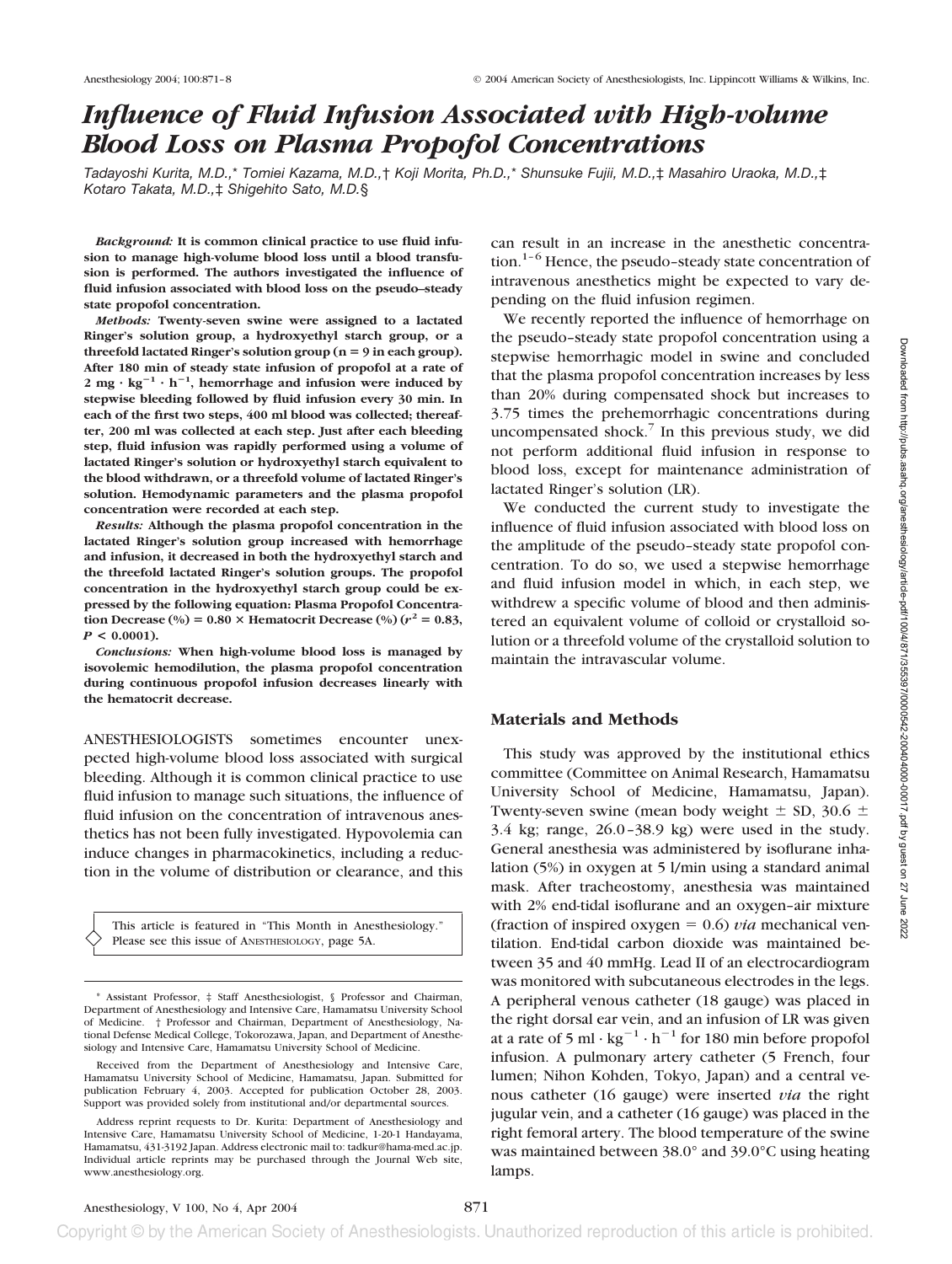# Influence of Fluid Infusion Associated with High-volume Blood Loss on Plasma Propofol Concentrations

*Tadayoshi Kurita, M.D.,\* Tomiei Kazama, M.D.,† Koji Morita, Ph.D.,\* Shunsuke Fujii, M.D.,‡ Masahiro Uraoka, M.D.,‡ Kotaro Takata, M.D.,‡ Shigehito Sato, M.D.§*

***Background:*** **It is common clinical practice to use fluid infusion to manage high-volume blood loss until a blood transfusion is performed. The authors investigated the influence of fluid infusion associated with blood loss on the pseudo–steady state propofol concentration.**

***Methods:*** **Twenty-seven swine were assigned to a lactated Ringer's solution group, a hydroxyethyl starch group, or a threefold lactated Ringer's solution group (n = 9 in each group). After 180 min of steady state infusion of propofol at a rate of 2 mg · kg$^{-1}$ · h$^{-1}$, hemorrhage and infusion were induced by stepwise bleeding followed by fluid infusion every 30 min. In each of the first two steps, 400 ml blood was collected; thereafter, 200 ml was collected at each step. Just after each bleeding step, fluid infusion was rapidly performed using a volume of lactated Ringer's solution or hydroxyethyl starch equivalent to the blood withdrawn, or a threefold volume of lactated Ringer's solution. Hemodynamic parameters and the plasma propofol concentration were recorded at each step.**

***Results:*** **Although the plasma propofol concentration in the lactated Ringer's solution group increased with hemorrhage and infusion, it decreased in both the hydroxyethyl starch and the threefold lactated Ringer's solution groups. The propofol concentration in the hydroxyethyl starch group could be expressed by the following equation: Plasma Propofol Concentration Decrease (%) = 0.80 × Hematocrit Decrease (%) ($r^2$ = 0.83, $P$ < 0.0001).**

***Conclusions:*** **When high-volume blood loss is managed by isovolemic hemodilution, the plasma propofol concentration during continuous propofol infusion decreases linearly with the hematocrit decrease.**

ANESTHESIOLOGISTS sometimes encounter unexpected high-volume blood loss associated with surgical bleeding. Although it is common clinical practice to use fluid infusion to manage such situations, the influence of fluid infusion on the concentration of intravenous anesthetics has not been fully investigated. Hypovolemia can induce changes in pharmacokinetics, including a reduction in the volume of distribution or clearance, and this can result in an increase in the anesthetic concentration.[1–6] Hence, the pseudo–steady state concentration of intravenous anesthetics might be expected to vary depending on the fluid infusion regimen.

We recently reported the influence of hemorrhage on the pseudo–steady state propofol concentration using a stepwise hemorrhagic model in swine and concluded that the plasma propofol concentration increases by less than 20% during compensated shock but increases to 3.75 times the prehemorrhagic concentrations during uncompensated shock.[7] In this previous study, we did not perform additional fluid infusion in response to blood loss, except for maintenance administration of lactated Ringer's solution (LR).

We conducted the current study to investigate the influence of fluid infusion associated with blood loss on the amplitude of the pseudo–steady state propofol concentration. To do so, we used a stepwise hemorrhage and fluid infusion model in which, in each step, we withdrew a specific volume of blood and then administered an equivalent volume of colloid or crystalloid solution or a threefold volume of the crystalloid solution to maintain the intravascular volume.

This article is featured in "This Month in Anesthesiology." Please see this issue of ANESTHESIOLOGY, page 5A.

## Materials and Methods

This study was approved by the institutional ethics committee (Committee on Animal Research, Hamamatsu University School of Medicine, Hamamatsu, Japan). Twenty-seven swine (mean body weight ± SD, 30.6 ± 3.4 kg; range, 26.0–38.9 kg) were used in the study. General anesthesia was administered by isoflurane inhalation (5%) in oxygen at 5 l/min using a standard animal mask. After tracheostomy, anesthesia was maintained with 2% end-tidal isoflurane and an oxygen–air mixture (fraction of inspired oxygen = 0.6) *via* mechanical ventilation. End-tidal carbon dioxide was maintained between 35 and 40 mmHg. Lead II of an electrocardiogram was monitored with subcutaneous electrodes in the legs. A peripheral venous catheter (18 gauge) was placed in the right dorsal ear vein, and an infusion of LR was given at a rate of 5 ml · kg$^{-1}$ · h$^{-1}$ for 180 min before propofol infusion. A pulmonary artery catheter (5 French, four lumen; Nihon Kohden, Tokyo, Japan) and a central venous catheter (16 gauge) were inserted *via* the right jugular vein, and a catheter (16 gauge) was placed in the right femoral artery. The blood temperature of the swine was maintained between 38.0° and 39.0°C using heating lamps.

\* Assistant Professor, ‡ Staff Anesthesiologist, § Professor and Chairman, Department of Anesthesiology and Intensive Care, Hamamatsu University School of Medicine. † Professor and Chairman, Department of Anesthesiology, National Defense Medical College, Tokorozawa, Japan, and Department of Anesthesiology and Intensive Care, Hamamatsu University School of Medicine.

Received from the Department of Anesthesiology and Intensive Care, Hamamatsu University School of Medicine, Hamamatsu, Japan. Submitted for publication February 4, 2003. Accepted for publication October 28, 2003. Support was provided solely from institutional and/or departmental sources.

Address reprint requests to Dr. Kurita: Department of Anesthesiology and Intensive Care, Hamamatsu University School of Medicine, 1-20-1 Handayama, Hamamatsu, 431-3192 Japan. Address electronic mail to: tadkur@hama-med.ac.jp. Individual article reprints may be purchased through the Journal Web site, www.anesthesiology.org.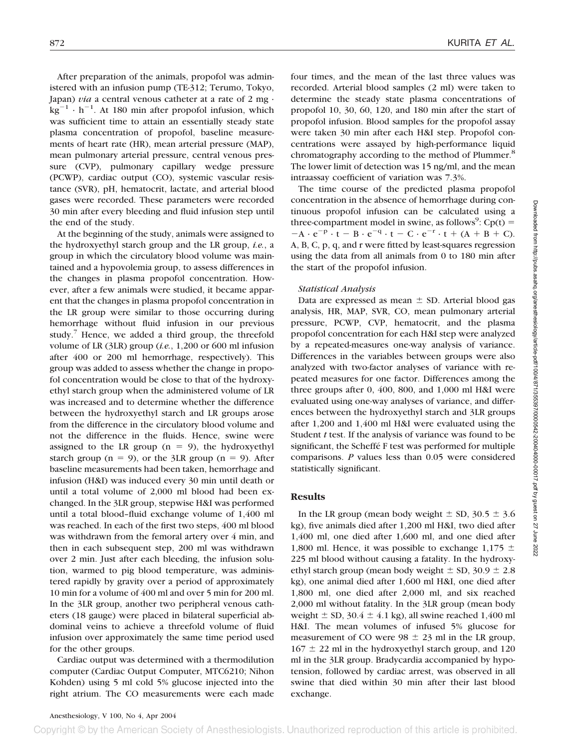After preparation of the animals, propofol was administered with an infusion pump (TE-312; Terumo, Tokyo, Japan) *via* a central venous catheter at a rate of 2 mg · $kg^{-1}$ · $h^{-1}$. At 180 min after propofol infusion, which was sufficient time to attain an essentially steady state plasma concentration of propofol, baseline measurements of heart rate (HR), mean arterial pressure (MAP), mean pulmonary arterial pressure, central venous pressure (CVP), pulmonary capillary wedge pressure (PCWP), cardiac output (CO), systemic vascular resistance (SVR), pH, hematocrit, lactate, and arterial blood gases were recorded. These parameters were recorded 30 min after every bleeding and fluid infusion step until the end of the study.

At the beginning of the study, animals were assigned to the hydroxyethyl starch group and the LR group, *i.e.*, a group in which the circulatory blood volume was maintained and a hypovolemia group, to assess differences in the changes in plasma propofol concentration. However, after a few animals were studied, it became apparent that the changes in plasma propofol concentration in the LR group were similar to those occurring during hemorrhage without fluid infusion in our previous study.[7] Hence, we added a third group, the threefold volume of LR (3LR) group (*i.e.*, 1,200 or 600 ml infusion after 400 or 200 ml hemorrhage, respectively). This group was added to assess whether the change in propofol concentration would be close to that of the hydroxyethyl starch group when the administered volume of LR was increased and to determine whether the difference between the hydroxyethyl starch and LR groups arose from the difference in the circulatory blood volume and not the difference in the fluids. Hence, swine were assigned to the LR group (n = 9), the hydroxyethyl starch group (n = 9), or the 3LR group (n = 9). After baseline measurements had been taken, hemorrhage and infusion (H&I) was induced every 30 min until death or until a total volume of 2,000 ml blood had been exchanged. In the 3LR group, stepwise H&I was performed until a total blood–fluid exchange volume of 1,400 ml was reached. In each of the first two steps, 400 ml blood was withdrawn from the femoral artery over 4 min, and then in each subsequent step, 200 ml was withdrawn over 2 min. Just after each bleeding, the infusion solution, warmed to pig blood temperature, was administered rapidly by gravity over a period of approximately 10 min for a volume of 400 ml and over 5 min for 200 ml. In the 3LR group, another two peripheral venous catheters (18 gauge) were placed in bilateral superficial abdominal veins to achieve a threefold volume of fluid infusion over approximately the same time period used for the other groups.

Cardiac output was determined with a thermodilution computer (Cardiac Output Computer, MTC6210; Nihon Kohden) using 5 ml cold 5% glucose injected into the right atrium. The CO measurements were each made four times, and the mean of the last three values was recorded. Arterial blood samples (2 ml) were taken to determine the steady state plasma concentrations of propofol 10, 30, 60, 120, and 180 min after the start of propofol infusion. Blood samples for the propofol assay were taken 30 min after each H&I step. Propofol concentrations were assayed by high-performance liquid chromatography according to the method of Plummer.[8] The lower limit of detection was 15 ng/ml, and the mean intraassay coefficient of variation was 7.3%.

The time course of the predicted plasma propofol concentration in the absence of hemorrhage during continuous propofol infusion can be calculated using a three-compartment model in swine, as follows[9]: $Cp(t) = -A \cdot e^{-p} \cdot t - B \cdot e^{-q} \cdot t - C \cdot e^{-r} \cdot t + (A + B + C)$. A, B, C, p, q, and r were fitted by least-squares regression using the data from all animals from 0 to 180 min after the start of the propofol infusion.

### *Statistical Analysis*

Data are expressed as mean ± SD. Arterial blood gas analysis, HR, MAP, SVR, CO, mean pulmonary arterial pressure, PCWP, CVP, hematocrit, and the plasma propofol concentration for each H&I step were analyzed by a repeated-measures one-way analysis of variance. Differences in the variables between groups were also analyzed with two-factor analyses of variance with repeated measures for one factor. Differences among the three groups after 0, 400, 800, and 1,000 ml H&I were evaluated using one-way analyses of variance, and differences between the hydroxyethyl starch and 3LR groups after 1,200 and 1,400 ml H&I were evaluated using the Student *t* test. If the analysis of variance was found to be significant, the Scheffé F test was performed for multiple comparisons. *P* values less than 0.05 were considered statistically significant.

## Results

In the LR group (mean body weight ± SD, 30.5 ± 3.6 kg), five animals died after 1,200 ml H&I, two died after 1,400 ml, one died after 1,600 ml, and one died after 1,800 ml. Hence, it was possible to exchange 1,175 ± 225 ml blood without causing a fatality. In the hydroxyethyl starch group (mean body weight ± SD, 30.9 ± 2.8 kg), one animal died after 1,600 ml H&I, one died after 1,800 ml, one died after 2,000 ml, and six reached 2,000 ml without fatality. In the 3LR group (mean body weight ± SD, 30.4 ± 4.1 kg), all swine reached 1,400 ml H&I. The mean volumes of infused 5% glucose for measurement of CO were 98 ± 23 ml in the LR group, 167 ± 22 ml in the hydroxyethyl starch group, and 120 ml in the 3LR group. Bradycardia accompanied by hypotension, followed by cardiac arrest, was observed in all swine that died within 30 min after their last blood exchange.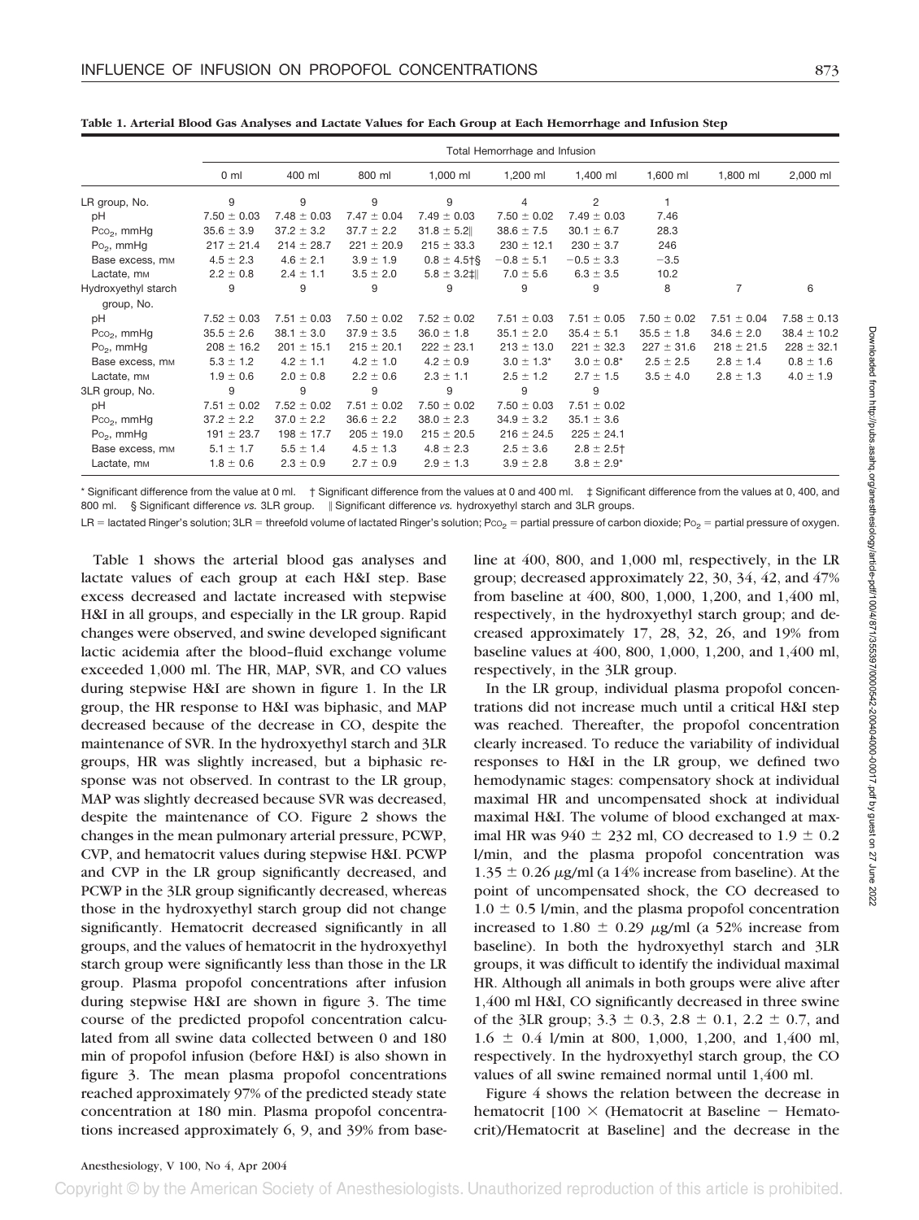**Table 1. Arterial Blood Gas Analyses and Lactate Values for Each Group at Each Hemorrhage and Infusion Step**

| | Total Hemorrhage and Infusion | | | | | | | | |
|---|---|---|---|---|---|---|---|---|---|
| | 0 ml | 400 ml | 800 ml | 1,000 ml | 1,200 ml | 1,400 ml | 1,600 ml | 1,800 ml | 2,000 ml |
| LR group, No. | 9 | 9 | 9 | 9 | 4 | 2 | 1 | | |
| pH | 7.50 ± 0.03 | 7.48 ± 0.03 | 7.47 ± 0.04 | 7.49 ± 0.03 | 7.50 ± 0.02 | 7.49 ± 0.03 | 7.46 | | |
| $P_{CO_2}$, mmHg | 35.6 ± 3.9 | 37.2 ± 3.2 | 37.7 ± 2.2 | 31.8 ± 5.2‖ | 38.6 ± 7.5 | 30.1 ± 6.7 | 28.3 | | |
| $P_{O_2}$, mmHg | 217 ± 21.4 | 214 ± 28.7 | 221 ± 20.9 | 215 ± 33.3 | 230 ± 12.1 | 230 ± 3.7 | 246 | | |
| Base excess, mM | 4.5 ± 2.3 | 4.6 ± 2.1 | 3.9 ± 1.9 | 0.8 ± 4.5†§ | −0.8 ± 5.1 | −0.5 ± 3.3 | −3.5 | | |
| Lactate, mM | 2.2 ± 0.8 | 2.4 ± 1.1 | 3.5 ± 2.0 | 5.8 ± 3.2‡‖ | 7.0 ± 5.6 | 6.3 ± 3.5 | 10.2 | | |
| Hydroxyethyl starch group, No. | 9 | 9 | 9 | 9 | 9 | 9 | 8 | 7 | 6 |
| pH | 7.52 ± 0.03 | 7.51 ± 0.03 | 7.50 ± 0.02 | 7.52 ± 0.02 | 7.51 ± 0.03 | 7.51 ± 0.05 | 7.50 ± 0.02 | 7.51 ± 0.04 | 7.58 ± 0.13 |
| $P_{CO_2}$, mmHg | 35.5 ± 2.6 | 38.1 ± 3.0 | 37.9 ± 3.5 | 36.0 ± 1.8 | 35.1 ± 2.0 | 35.4 ± 5.1 | 35.5 ± 1.8 | 34.6 ± 2.0 | 38.4 ± 10.2 |
| $P_{O_2}$, mmHg | 208 ± 16.2 | 201 ± 15.1 | 215 ± 20.1 | 222 ± 23.1 | 213 ± 13.0 | 221 ± 32.3 | 227 ± 31.6 | 218 ± 21.5 | 228 ± 32.1 |
| Base excess, mM | 5.3 ± 1.2 | 4.2 ± 1.1 | 4.2 ± 1.0 | 4.2 ± 0.9 | 3.0 ± 1.3* | 3.0 ± 0.8* | 2.5 ± 2.5 | 2.8 ± 1.4 | 0.8 ± 1.6 |
| Lactate, mM | 1.9 ± 0.6 | 2.0 ± 0.8 | 2.2 ± 0.6 | 2.3 ± 1.1 | 2.5 ± 1.2 | 2.7 ± 1.5 | 3.5 ± 4.0 | 2.8 ± 1.3 | 4.0 ± 1.9 |
| 3LR group, No. | 9 | 9 | 9 | 9 | 9 | 9 | | | |
| pH | 7.51 ± 0.02 | 7.52 ± 0.02 | 7.51 ± 0.02 | 7.50 ± 0.02 | 7.50 ± 0.03 | 7.51 ± 0.02 | | | |
| $P_{CO_2}$, mmHg | 37.2 ± 2.2 | 37.0 ± 2.2 | 36.6 ± 2.2 | 38.0 ± 2.3 | 34.9 ± 3.2 | 35.1 ± 3.6 | | | |
| $P_{O_2}$, mmHg | 191 ± 23.7 | 198 ± 17.7 | 205 ± 19.0 | 215 ± 20.5 | 216 ± 24.5 | 225 ± 24.1 | | | |
| Base excess, mM | 5.1 ± 1.7 | 5.5 ± 1.4 | 4.5 ± 1.3 | 4.8 ± 2.3 | 2.5 ± 3.6 | 2.8 ± 2.5† | | | |
| Lactate, mM | 1.8 ± 0.6 | 2.3 ± 0.9 | 2.7 ± 0.9 | 2.9 ± 1.3 | 3.9 ± 2.8 | 3.8 ± 2.9* | | | |

\* Significant difference from the value at 0 ml. † Significant difference from the values at 0 and 400 ml. ‡ Significant difference from the values at 0, 400, and 800 ml. § Significant difference *vs.* 3LR group. ‖ Significant difference *vs.* hydroxyethyl starch and 3LR groups.

LR = lactated Ringer's solution; 3LR = threefold volume of lactated Ringer's solution; $P_{CO_2}$ = partial pressure of carbon dioxide; $P_{O_2}$ = partial pressure of oxygen.

Table 1 shows the arterial blood gas analyses and lactate values of each group at each H&I step. Base excess decreased and lactate increased with stepwise H&I in all groups, and especially in the LR group. Rapid changes were observed, and swine developed significant lactic acidemia after the blood–fluid exchange volume exceeded 1,000 ml. The HR, MAP, SVR, and CO values during stepwise H&I are shown in figure 1. In the LR group, the HR response to H&I was biphasic, and MAP decreased because of the decrease in CO, despite the maintenance of SVR. In the hydroxyethyl starch and 3LR groups, HR was slightly increased, but a biphasic response was not observed. In contrast to the LR group, MAP was slightly decreased because SVR was decreased, despite the maintenance of CO. Figure 2 shows the changes in the mean pulmonary arterial pressure, PCWP, CVP, and hematocrit values during stepwise H&I. PCWP and CVP in the LR group significantly decreased, and PCWP in the 3LR group significantly decreased, whereas those in the hydroxyethyl starch group did not change significantly. Hematocrit decreased significantly in all groups, and the values of hematocrit in the hydroxyethyl starch group were significantly less than those in the LR group. Plasma propofol concentrations after infusion during stepwise H&I are shown in figure 3. The time course of the predicted propofol concentration calculated from all swine data collected between 0 and 180 min of propofol infusion (before H&I) is also shown in figure 3. The mean plasma propofol concentrations reached approximately 97% of the predicted steady state concentration at 180 min. Plasma propofol concentrations increased approximately 6, 9, and 39% from baseline at 400, 800, and 1,000 ml, respectively, in the LR group; decreased approximately 22, 30, 34, 42, and 47% from baseline at 400, 800, 1,000, 1,200, and 1,400 ml, respectively, in the hydroxyethyl starch group; and decreased approximately 17, 28, 32, 26, and 19% from baseline values at 400, 800, 1,000, 1,200, and 1,400 ml, respectively, in the 3LR group.

In the LR group, individual plasma propofol concentrations did not increase much until a critical H&I step was reached. Thereafter, the propofol concentration clearly increased. To reduce the variability of individual responses to H&I in the LR group, we defined two hemodynamic stages: compensatory shock at individual maximal HR and uncompensated shock at individual maximal H&I. The volume of blood exchanged at maximal HR was 940 ± 232 ml, CO decreased to 1.9 ± 0.2 l/min, and the plasma propofol concentration was 1.35 ± 0.26 μg/ml (a 14% increase from baseline). At the point of uncompensated shock, the CO decreased to 1.0 ± 0.5 l/min, and the plasma propofol concentration increased to 1.80 ± 0.29 μg/ml (a 52% increase from baseline). In both the hydroxyethyl starch and 3LR groups, it was difficult to identify the individual maximal HR. Although all animals in both groups were alive after 1,400 ml H&I, CO significantly decreased in three swine of the 3LR group; 3.3 ± 0.3, 2.8 ± 0.1, 2.2 ± 0.7, and 1.6 ± 0.4 l/min at 800, 1,000, 1,200, and 1,400 ml, respectively. In the hydroxyethyl starch group, the CO values of all swine remained normal until 1,400 ml.

Figure 4 shows the relation between the decrease in hematocrit [100 × (Hematocrit at Baseline − Hematocrit)/Hematocrit at Baseline] and the decrease in the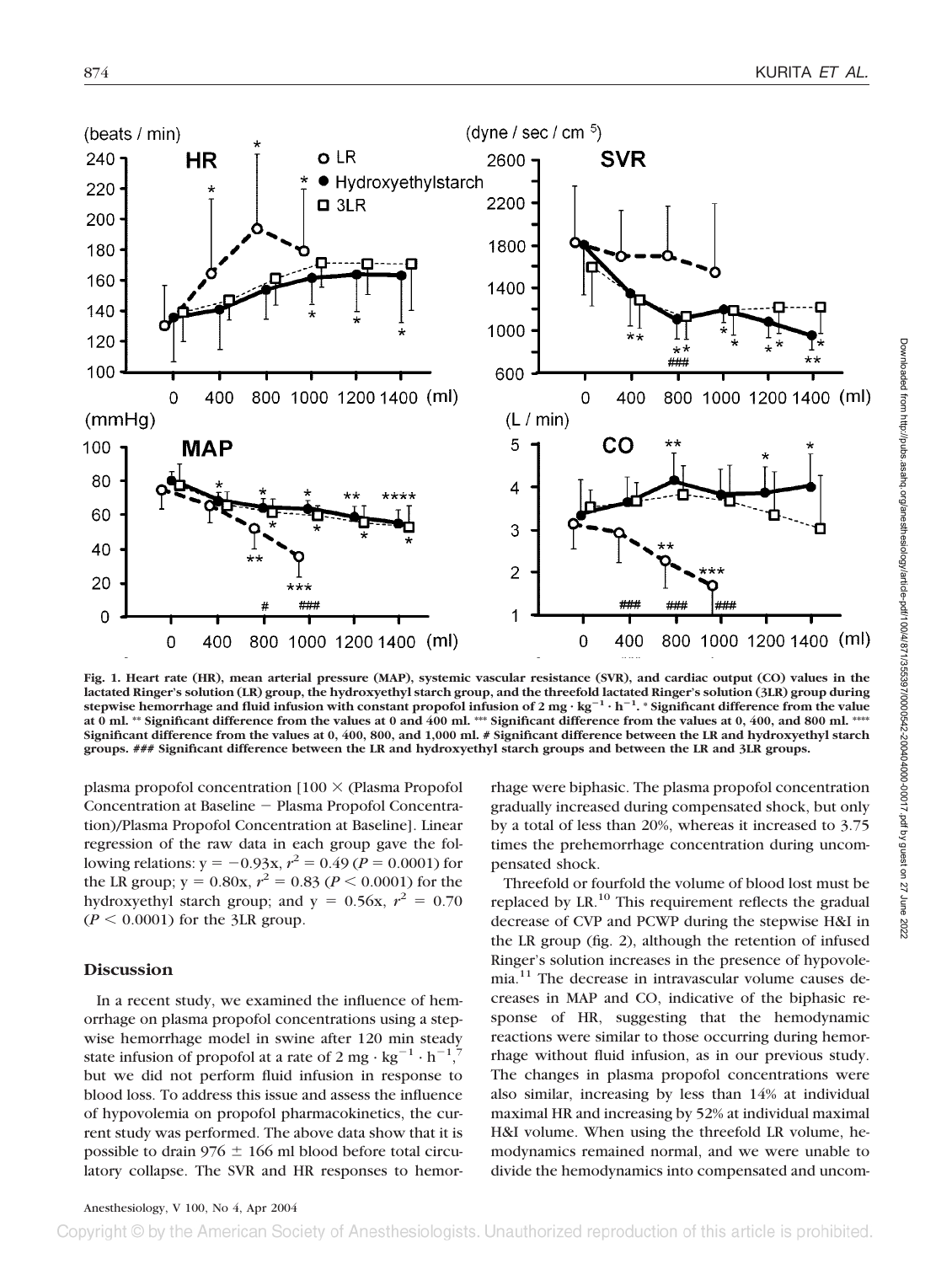**Fig. 1. Heart rate (HR), mean arterial pressure (MAP), systemic vascular resistance (SVR), and cardiac output (CO) values in the lactated Ringer's solution (LR) group, the hydroxyethyl starch group, and the threefold lactated Ringer's solution (3LR) group during stepwise hemorrhage and fluid infusion with constant propofol infusion of 2 mg · kg$^{-1}$ · h$^{-1}$. * Significant difference from the value at 0 ml. ** Significant difference from the values at 0 and 400 ml. *** Significant difference from the values at 0, 400, and 800 ml. **** Significant difference from the values at 0, 400, 800, and 1,000 ml. # Significant difference between the LR and hydroxyethyl starch groups. ### Significant difference between the LR and hydroxyethyl starch groups and between the LR and 3LR groups.**

plasma propofol concentration [100 × (Plasma Propofol Concentration at Baseline − Plasma Propofol Concentration)/Plasma Propofol Concentration at Baseline]. Linear regression of the raw data in each group gave the following relations: $y = -0.93x$, $r^2 = 0.49$ ($P = 0.0001$) for the LR group; $y = 0.80x$, $r^2 = 0.83$ ($P < 0.0001$) for the hydroxyethyl starch group; and $y = 0.56x$, $r^2 = 0.70$ ($P < 0.0001$) for the 3LR group.

## Discussion

In a recent study, we examined the influence of hemorrhage on plasma propofol concentrations using a stepwise hemorrhage model in swine after 120 min steady state infusion of propofol at a rate of 2 mg · kg$^{-1}$ · h$^{-1}$,[7] but we did not perform fluid infusion in response to blood loss. To address this issue and assess the influence of hypovolemia on propofol pharmacokinetics, the current study was performed. The above data show that it is possible to drain 976 ± 166 ml blood before total circulatory collapse. The SVR and HR responses to hemorrhage were biphasic. The plasma propofol concentration gradually increased during compensated shock, but only by a total of less than 20%, whereas it increased to 3.75 times the prehemorrhage concentration during uncompensated shock.

Threefold or fourfold the volume of blood lost must be replaced by LR.[10] This requirement reflects the gradual decrease of CVP and PCWP during the stepwise H&I in the LR group (fig. 2), although the retention of infused Ringer's solution increases in the presence of hypovolemia.[11] The decrease in intravascular volume causes decreases in MAP and CO, indicative of the biphasic response of HR, suggesting that the hemodynamic reactions were similar to those occurring during hemorrhage without fluid infusion, as in our previous study. The changes in plasma propofol concentrations were also similar, increasing by less than 14% at individual maximal HR and increasing by 52% at individual maximal H&I volume. When using the threefold LR volume, hemodynamics remained normal, and we were unable to divide the hemodynamics into compensated and uncom-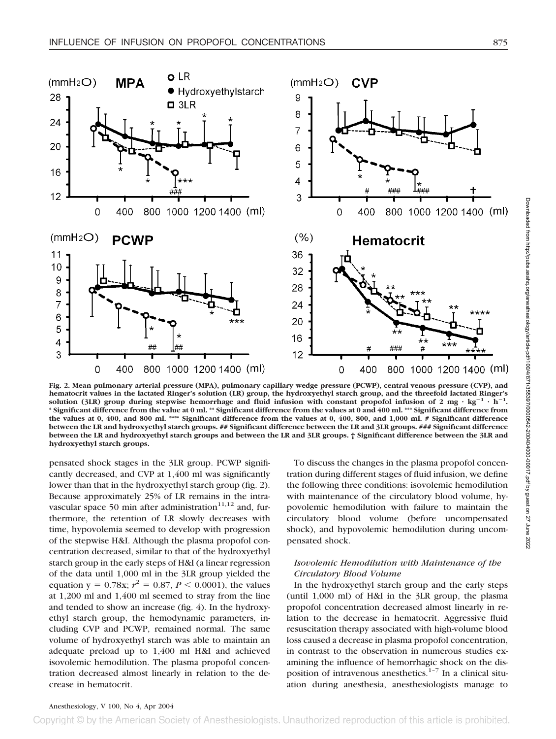Fig. 2. Mean pulmonary arterial pressure (MPA), pulmonary capillary wedge pressure (PCWP), central venous pressure (CVP), and hematocrit values in the lactated Ringer's solution (LR) group, the hydroxyethyl starch group, and the threefold lactated Ringer's solution (3LR) group during stepwise hemorrhage and fluid infusion with constant propofol infusion of 2 mg · kg$^{-1}$ · h$^{-1}$. * Significant difference from the value at 0 ml. ** Significant difference from the values at 0 and 400 ml. *** Significant difference from the values at 0, 400, and 800 ml. **** Significant difference from the values at 0, 400, 800, and 1,000 ml. # Significant difference between the LR and hydroxyethyl starch groups. ## Significant difference between the LR and 3LR groups. ### Significant difference between the LR and hydroxyethyl starch groups and between the LR and 3LR groups. † Significant difference between the 3LR and hydroxyethyl starch groups.

pensated shock stages in the 3LR group. PCWP significantly decreased, and CVP at 1,400 ml was significantly lower than that in the hydroxyethyl starch group (fig. 2). Because approximately 25% of LR remains in the intravascular space 50 min after administration[11,12] and, furthermore, the retention of LR slowly decreases with time, hypovolemia seemed to develop with progression of the stepwise H&I. Although the plasma propofol concentration decreased, similar to that of the hydroxyethyl starch group in the early steps of H&I (a linear regression of the data until 1,000 ml in the 3LR group yielded the equation $y = 0.78x$; $r^2 = 0.87$, $P < 0.0001$), the values at 1,200 ml and 1,400 ml seemed to stray from the line and tended to show an increase (fig. 4). In the hydroxyethyl starch group, the hemodynamic parameters, including CVP and PCWP, remained normal. The same volume of hydroxyethyl starch was able to maintain an adequate preload up to 1,400 ml H&I and achieved isovolemic hemodilution. The plasma propofol concentration decreased almost linearly in relation to the decrease in hematocrit.

To discuss the changes in the plasma propofol concentration during different stages of fluid infusion, we define the following three conditions: isovolemic hemodilution with maintenance of the circulatory blood volume, hypovolemic hemodilution with failure to maintain the circulatory blood volume (before uncompensated shock), and hypovolemic hemodilution during uncompensated shock.

### *Isovolemic Hemodilution with Maintenance of the Circulatory Blood Volume*

In the hydroxyethyl starch group and the early steps (until 1,000 ml) of H&I in the 3LR group, the plasma propofol concentration decreased almost linearly in relation to the decrease in hematocrit. Aggressive fluid resuscitation therapy associated with high-volume blood loss caused a decrease in plasma propofol concentration, in contrast to the observation in numerous studies examining the influence of hemorrhagic shock on the disposition of intravenous anesthetics.[1–7] In a clinical situation during anesthesia, anesthesiologists manage to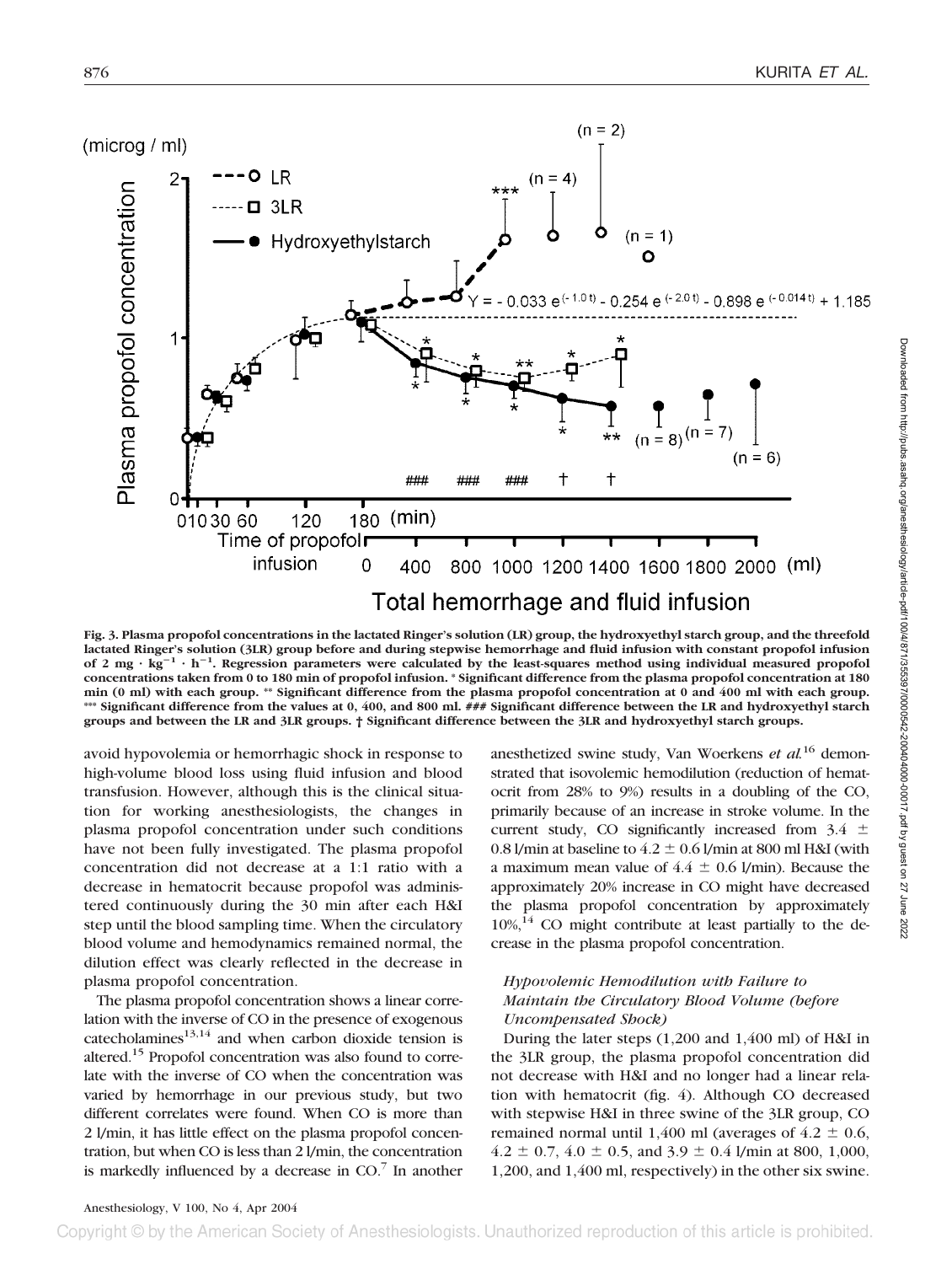Fig. 3. Plasma propofol concentrations in the lactated Ringer's solution (LR) group, the hydroxyethyl starch group, and the threefold lactated Ringer's solution (3LR) group before and during stepwise hemorrhage and fluid infusion with constant propofol infusion of 2 mg · kg$^{-1}$ · h$^{-1}$. Regression parameters were calculated by the least-squares method using individual measured propofol concentrations taken from 0 to 180 min of propofol infusion. * Significant difference from the plasma propofol concentration at 180 min (0 ml) with each group. ** Significant difference from the plasma propofol concentration at 0 and 400 ml with each group. *** Significant difference from the values at 0, 400, and 800 ml. ### Significant difference between the LR and hydroxyethyl starch groups and between the LR and 3LR groups. † Significant difference between the 3LR and hydroxyethyl starch groups.

avoid hypovolemia or hemorrhagic shock in response to high-volume blood loss using fluid infusion and blood transfusion. However, although this is the clinical situation for working anesthesiologists, the changes in plasma propofol concentration under such conditions have not been fully investigated. The plasma propofol concentration did not decrease at a 1:1 ratio with a decrease in hematocrit because propofol was administered continuously during the 30 min after each H&I step until the blood sampling time. When the circulatory blood volume and hemodynamics remained normal, the dilution effect was clearly reflected in the decrease in plasma propofol concentration.

The plasma propofol concentration shows a linear correlation with the inverse of CO in the presence of exogenous catecholamines[13,14] and when carbon dioxide tension is altered.[15] Propofol concentration was also found to correlate with the inverse of CO when the concentration was varied by hemorrhage in our previous study, but two different correlates were found. When CO is more than 2 l/min, it has little effect on the plasma propofol concentration, but when CO is less than 2 l/min, the concentration is markedly influenced by a decrease in CO.[7] In another anesthetized swine study, Van Woerkens *et al.*[16] demonstrated that isovolemic hemodilution (reduction of hematocrit from 28% to 9%) results in a doubling of the CO, primarily because of an increase in stroke volume. In the current study, CO significantly increased from 3.4 ± 0.8 l/min at baseline to 4.2 ± 0.6 l/min at 800 ml H&I (with a maximum mean value of 4.4 ± 0.6 l/min). Because the approximately 20% increase in CO might have decreased the plasma propofol concentration by approximately 10%,[14] CO might contribute at least partially to the decrease in the plasma propofol concentration.

### *Hypovolemic Hemodilution with Failure to Maintain the Circulatory Blood Volume (before Uncompensated Shock)*

During the later steps (1,200 and 1,400 ml) of H&I in the 3LR group, the plasma propofol concentration did not decrease with H&I and no longer had a linear relation with hematocrit (fig. 4). Although CO decreased with stepwise H&I in three swine of the 3LR group, CO remained normal until 1,400 ml (averages of 4.2 ± 0.6, 4.2 ± 0.7, 4.0 ± 0.5, and 3.9 ± 0.4 l/min at 800, 1,000, 1,200, and 1,400 ml, respectively) in the other six swine.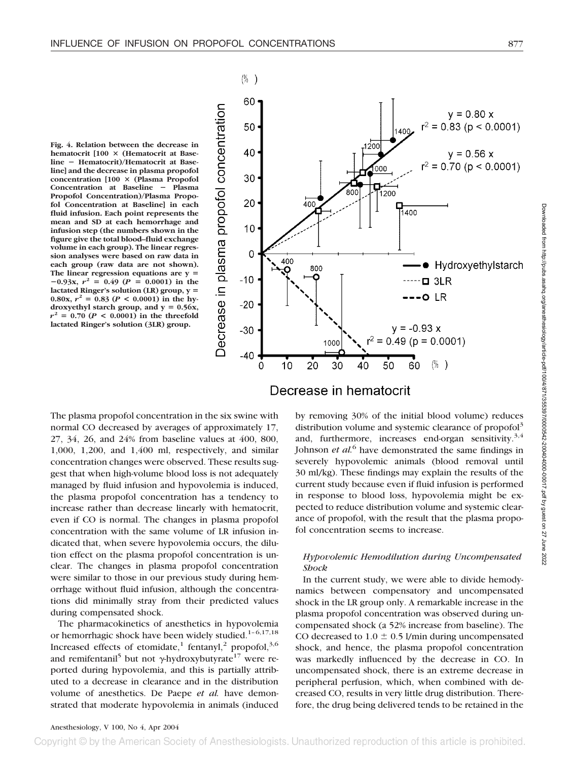**Fig. 4. Relation between the decrease in hematocrit [100 × (Hematocrit at Baseline − Hematocrit)/Hematocrit at Baseline] and the decrease in plasma propofol concentration [100 × (Plasma Propofol Concentration at Baseline − Plasma Propofol Concentration)/Plasma Propofol Concentration at Baseline] in each fluid infusion. Each point represents the mean and SD at each hemorrhage and infusion step (the numbers shown in the figure give the total blood–fluid exchange volume in each group). The linear regression analyses were based on raw data in each group (raw data are not shown). The linear regression equations are $y = -0.93x$, $r^2 = 0.49$ ($P = 0.0001$) in the lactated Ringer's solution (LR) group, $y = 0.80x$, $r^2 = 0.83$ ($P < 0.0001$) in the hydroxyethyl starch group, and $y = 0.56x$, $r^2 = 0.70$ ($P < 0.0001$) in the threefold lactated Ringer's solution (3LR) group.**

The plasma propofol concentration in the six swine with normal CO decreased by averages of approximately 17, 27, 34, 26, and 24% from baseline values at 400, 800, 1,000, 1,200, and 1,400 ml, respectively, and similar concentration changes were observed. These results suggest that when high-volume blood loss is not adequately managed by fluid infusion and hypovolemia is induced, the plasma propofol concentration has a tendency to increase rather than decrease linearly with hematocrit, even if CO is normal. The changes in plasma propofol concentration with the same volume of LR infusion indicated that, when severe hypovolemia occurs, the dilution effect on the plasma propofol concentration is unclear. The changes in plasma propofol concentration were similar to those in our previous study during hemorrhage without fluid infusion, although the concentrations did minimally stray from their predicted values during compensated shock.

The pharmacokinetics of anesthetics in hypovolemia or hemorrhagic shock have been widely studied.[1–6,17,18] Increased effects of etomidate,[1] fentanyl,[2] propofol,[3,6] and remifentanil[5] but not γ-hydroxybutyrate[17] were reported during hypovolemia, and this is partially attributed to a decrease in clearance and in the distribution volume of anesthetics. De Paepe *et al.* have demonstrated that moderate hypovolemia in animals (induced by removing 30% of the initial blood volume) reduces distribution volume and systemic clearance of propofol[3] and, furthermore, increases end-organ sensitivity.[3,4] Johnson *et al.*[6] have demonstrated the same findings in severely hypovolemic animals (blood removal until 30 ml/kg). These findings may explain the results of the current study because even if fluid infusion is performed in response to blood loss, hypovolemia might be expected to reduce distribution volume and systemic clearance of propofol, with the result that the plasma propofol concentration seems to increase.

### *Hypovolemic Hemodilution during Uncompensated Shock*

In the current study, we were able to divide hemodynamics between compensatory and uncompensated shock in the LR group only. A remarkable increase in the plasma propofol concentration was observed during uncompensated shock (a 52% increase from baseline). The CO decreased to 1.0 ± 0.5 l/min during uncompensated shock, and hence, the plasma propofol concentration was markedly influenced by the decrease in CO. In uncompensated shock, there is an extreme decrease in peripheral perfusion, which, when combined with decreased CO, results in very little drug distribution. Therefore, the drug being delivered tends to be retained in the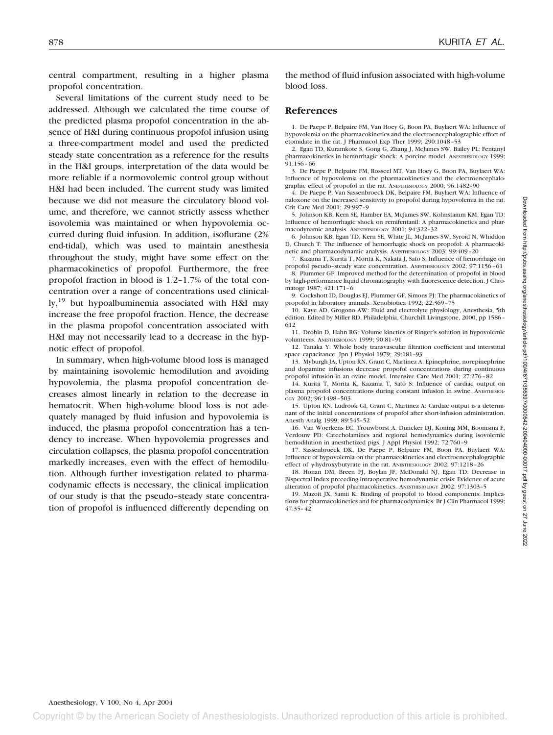central compartment, resulting in a higher plasma propofol concentration.

Several limitations of the current study need to be addressed. Although we calculated the time course of the predicted plasma propofol concentration in the absence of H&I during continuous propofol infusion using a three-compartment model and used the predicted steady state concentration as a reference for the results in the H&I groups, interpretation of the data would be more reliable if a normovolemic control group without H&I had been included. The current study was limited because we did not measure the circulatory blood volume, and therefore, we cannot strictly assess whether isovolemia was maintained or when hypovolemia occurred during fluid infusion. In addition, isoflurane (2% end-tidal), which was used to maintain anesthesia throughout the study, might have some effect on the pharmacokinetics of propofol. Furthermore, the free propofol fraction in blood is 1.2–1.7% of the total concentration over a range of concentrations used clinically,[19] but hypoalbuminemia associated with H&I may increase the free propofol fraction. Hence, the decrease in the plasma propofol concentration associated with H&I may not necessarily lead to a decrease in the hypnotic effect of propofol.

In summary, when high-volume blood loss is managed by maintaining isovolemic hemodilution and avoiding hypovolemia, the plasma propofol concentration decreases almost linearly in relation to the decrease in hematocrit. When high-volume blood loss is not adequately managed by fluid infusion and hypovolemia is induced, the plasma propofol concentration has a tendency to increase. When hypovolemia progresses and circulation collapses, the plasma propofol concentration markedly increases, even with the effect of hemodilution. Although further investigation related to pharmacodynamic effects is necessary, the clinical implication of our study is that the pseudo–steady state concentration of propofol is influenced differently depending on the method of fluid infusion associated with high-volume blood loss.

## References

1. De Paepe P, Belpaire FM, Van Hoey G, Boon PA, Buylaert WA: Influence of hypovolemia on the pharmacokinetics and the electroencephalographic effect of etomidate in the rat. J Pharmacol Exp Ther 1999; 290:1048–53
2. Egan TD, Kuramkote S, Gong G, Zhang J, McJames SW, Bailey PL: Fentanyl pharmacokinetics in hemorrhagic shock: A porcine model. ANESTHESIOLOGY 1999; 91:156–66
3. De Paepe P, Belpaire FM, Rosseel MT, Van Hoey G, Boon PA, Buylaert WA: Influence of hypovolemia on the pharmacokinetics and the electroencephalographic effect of propofol in the rat. ANESTHESIOLOGY 2000; 96:1482–90
4. De Paepe P, Van Sassenbroeck DK, Belpaire FM, Buylaert WA: Influence of naloxone on the increased sensitivity to propofol during hypovolemia in the rat. Crit Care Med 2001; 29:997–9
5. Johnson KB, Kern SE, Hamber EA, McJames SW, Kohnstamm KM, Egan TD: Influence of hemorrhagic shock on remifentanil: A pharmacokinetics and pharmacodynamic analysis. ANESTHESIOLOGY 2001; 94:322–32
6. Johnson KB, Egan TD, Kern SE, White JL, McJames SW, Syroid N, Whiddon D, Church T: The influence of hemorrhagic shock on propofol: A pharmacokinetic and pharmacodynamic analysis. ANESTHESIOLOGY 2003; 99:409–20
7. Kazama T, Kurita T, Morita K, Nakata J, Sato S: Influence of hemorrhage on propofol pseudo–steady state concentration. ANESTHESIOLOGY 2002; 97:1156–61
8. Plummer GF: Improved method for the determination of propofol in blood by high-performance liquid chromatography with fluorescence detection. J Chromatogr 1987; 421:171–6
9. Cockshott ID, Douglas EJ, Plummer GF, Simons PJ: The pharmacokinetics of propofol in laboratory animals. Xenobiotica 1992; 22:369–75
10. Kaye AD, Grogono AW: Fluid and electrolyte physiology, Anesthesia, 5th edition. Edited by Miller RD. Philadelphia, Churchill Livingstone, 2000, pp 1586–612
11. Drobin D, Hahn RG: Volume kinetics of Ringer's solution in hypovolemic volunteers. ANESTHESIOLOGY 1999; 90:81–91
12. Tanaka Y: Whole body transvascular filtration coefficient and interstitial space capacitance. Jpn J Physiol 1979; 29:181–93
13. Myburgh JA, Upton RN, Grant C, Martinez A: Epinephrine, norepinephrine and dopamine infusions decrease propofol concentrations during continuous propofol infusion in an ovine model. Intensive Care Med 2001; 27:276–82
14. Kurita T, Morita K, Kazama T, Sato S: Influence of cardiac output on plasma propofol concentrations during constant infusion in swine. ANESTHESIOLOGY 2002; 96:1498–503
15. Upton RN, Ludrook GI, Grant C, Martinez A: Cardiac output is a determinant of the initial concentrations of propofol after short-infusion administration. Anesth Analg 1999; 89:545–52
16. Van Woerkens EC, Trouwborst A, Duncker DJ, Koning MM, Boomsma F, Verdouw PD: Catecholamines and regional hemodynamics during isovolemic hemodilution in anesthetized pigs. J Appl Physiol 1992; 72:760–9
17. Sassenbroeck DK, De Paepe P, Belpaire FM, Boon PA, Buylaert WA: Influence of hypovolemia on the pharmacokinetics and electroencephalographic effect of $\gamma$-hydroxybutyrate in the rat. ANESTHESIOLOGY 2002; 97:1218–26
18. Honan DM, Breen PJ, Boylan JF, McDonald NJ, Egan TD: Decrease in Bispectral Index preceding intraoperative hemodynamic crisis: Evidence of acute alteration of propofol pharmacokinetics. ANESTHESIOLOGY 2002; 97:1303–5
19. Mazoit JX, Samii K: Binding of propofol to blood components: Implications for pharmacokinetics and for pharmacodynamics. Br J Clin Pharmacol 1999; 47:35–42